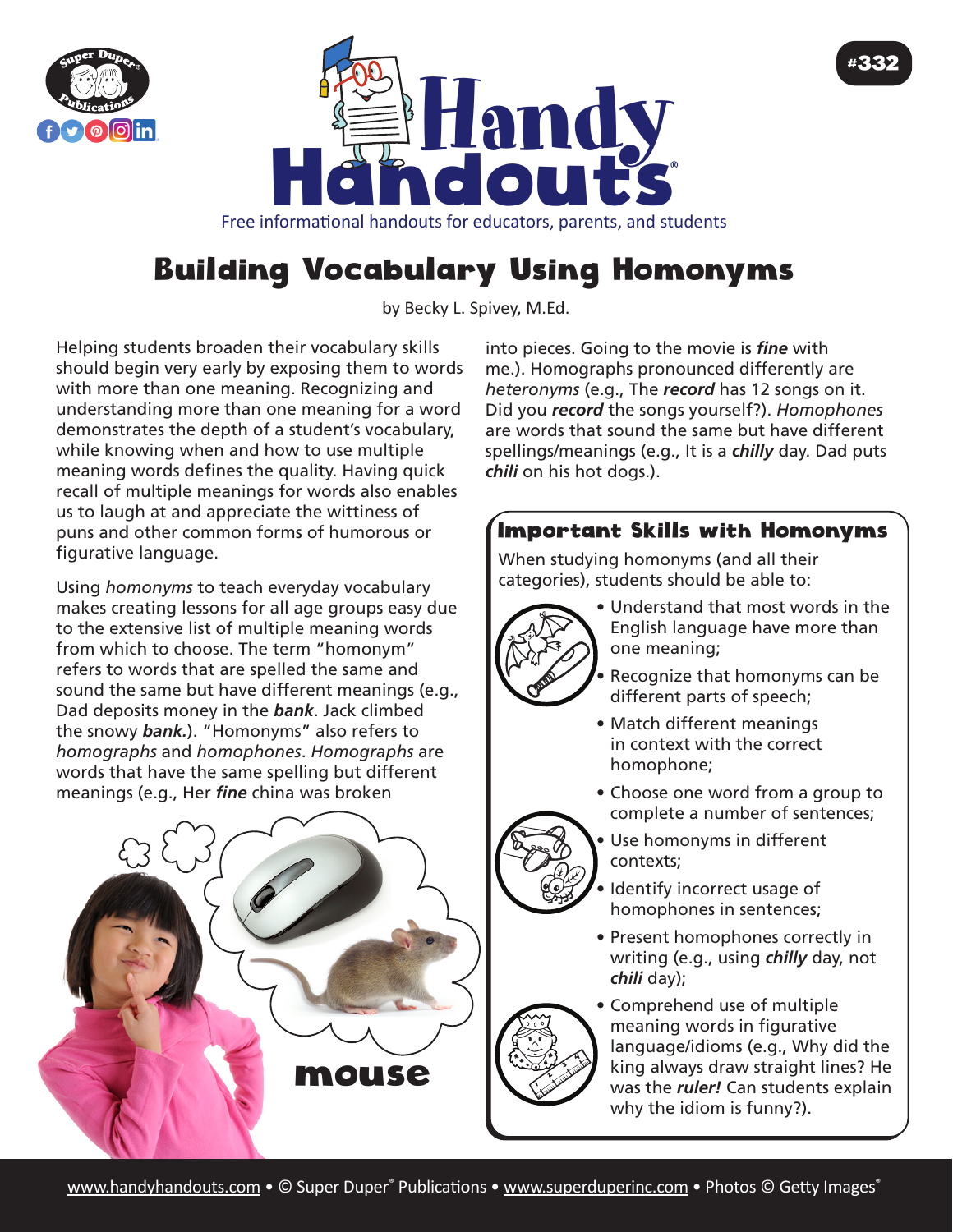# Building Vocabulary Using Homonyms

by Becky L. Spivey, M.Ed.

Helping students broaden their vocabulary skills should begin very early by exposing them to words with more than one meaning. Recognizing and understanding more than one meaning for a word demonstrates the depth of a student's vocabulary, while knowing when and how to use multiple meaning words defines the quality. Having quick recall of multiple meanings for words also enables us to laugh at and appreciate the wittiness of puns and other common forms of humorous or figurative language.

Using *homonyms* to teach everyday vocabulary makes creating lessons for all age groups easy due to the extensive list of multiple meaning words from which to choose. The term "homonym" refers to words that are spelled the same and sound the same but have different meanings (e.g., Dad deposits money in the ***bank***. Jack climbed the snowy ***bank***.). "Homonyms" also refers to *homographs* and *homophones*. *Homographs* are words that have the same spelling but different meanings (e.g., Her ***fine*** china was broken into pieces. Going to the movie is ***fine*** with me.). Homographs pronounced differently are *heteronyms* (e.g., The ***record*** has 12 songs on it. Did you ***record*** the songs yourself?). *Homophones* are words that sound the same but have different spellings/meanings (e.g., It is a ***chilly*** day. Dad puts ***chili*** on his hot dogs.).

mouse

## Important Skills with Homonyms

When studying homonyms (and all their categories), students should be able to:

- Understand that most words in the English language have more than one meaning;
- Recognize that homonyms can be different parts of speech;
- Match different meanings in context with the correct homophone;
- Choose one word from a group to complete a number of sentences;
- Use homonyms in different contexts;
- Identify incorrect usage of homophones in sentences;
- Present homophones correctly in writing (e.g., using ***chilly*** day, not ***chili*** day);
- Comprehend use of multiple meaning words in figurative language/idioms (e.g., Why did the king always draw straight lines? He was the ***ruler!*** Can students explain why the idiom is funny?).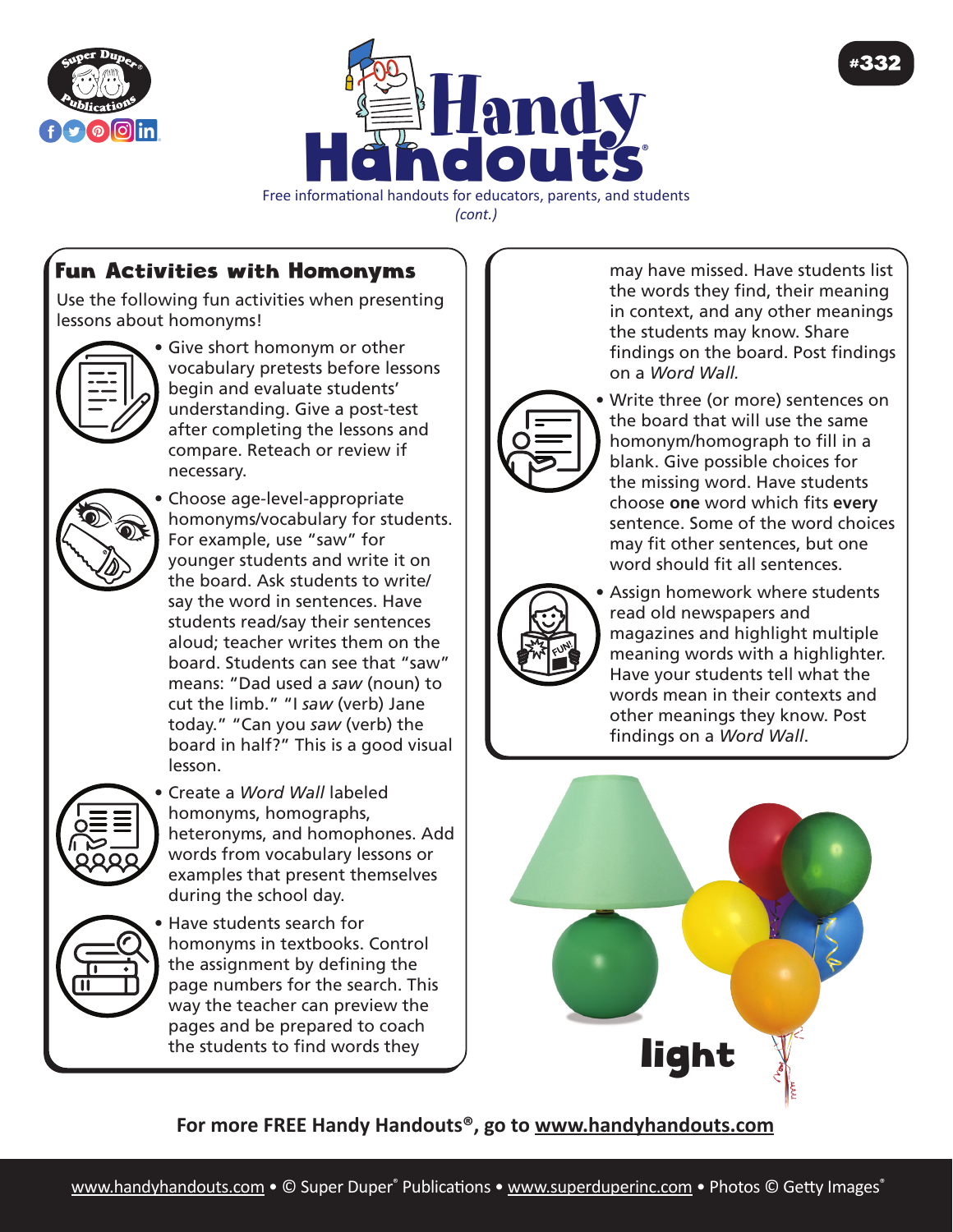(cont.)

## Fun Activities with Homonyms

Use the following fun activities when presenting lessons about homonyms!

- Give short homonym or other vocabulary pretests before lessons begin and evaluate students' understanding. Give a post-test after completing the lessons and compare. Reteach or review if necessary.
- Choose age-level-appropriate homonyms/vocabulary for students. For example, use "saw" for younger students and write it on the board. Ask students to write/say the word in sentences. Have students read/say their sentences aloud; teacher writes them on the board. Students can see that "saw" means: "Dad used a *saw* (noun) to cut the limb." "I *saw* (verb) Jane today." "Can you *saw* (verb) the board in half?" This is a good visual lesson.
- Create a *Word Wall* labeled homonyms, homographs, heteronyms, and homophones. Add words from vocabulary lessons or examples that present themselves during the school day.
- Have students search for homonyms in textbooks. Control the assignment by defining the page numbers for the search. This way the teacher can preview the pages and be prepared to coach the students to find words they may have missed. Have students list the words they find, their meaning in context, and any other meanings the students may know. Share findings on the board. Post findings on a *Word Wall.*
- Write three (or more) sentences on the board that will use the same homonym/homograph to fill in a blank. Give possible choices for the missing word. Have students choose **one** word which fits **every** sentence. Some of the word choices may fit other sentences, but one word should fit all sentences.
- Assign homework where students read old newspapers and magazines and highlight multiple meaning words with a highlighter. Have your students tell what the words mean in their contexts and other meanings they know. Post findings on a *Word Wall*.

light

For more FREE Handy Handouts®, go to www.handyhandouts.com